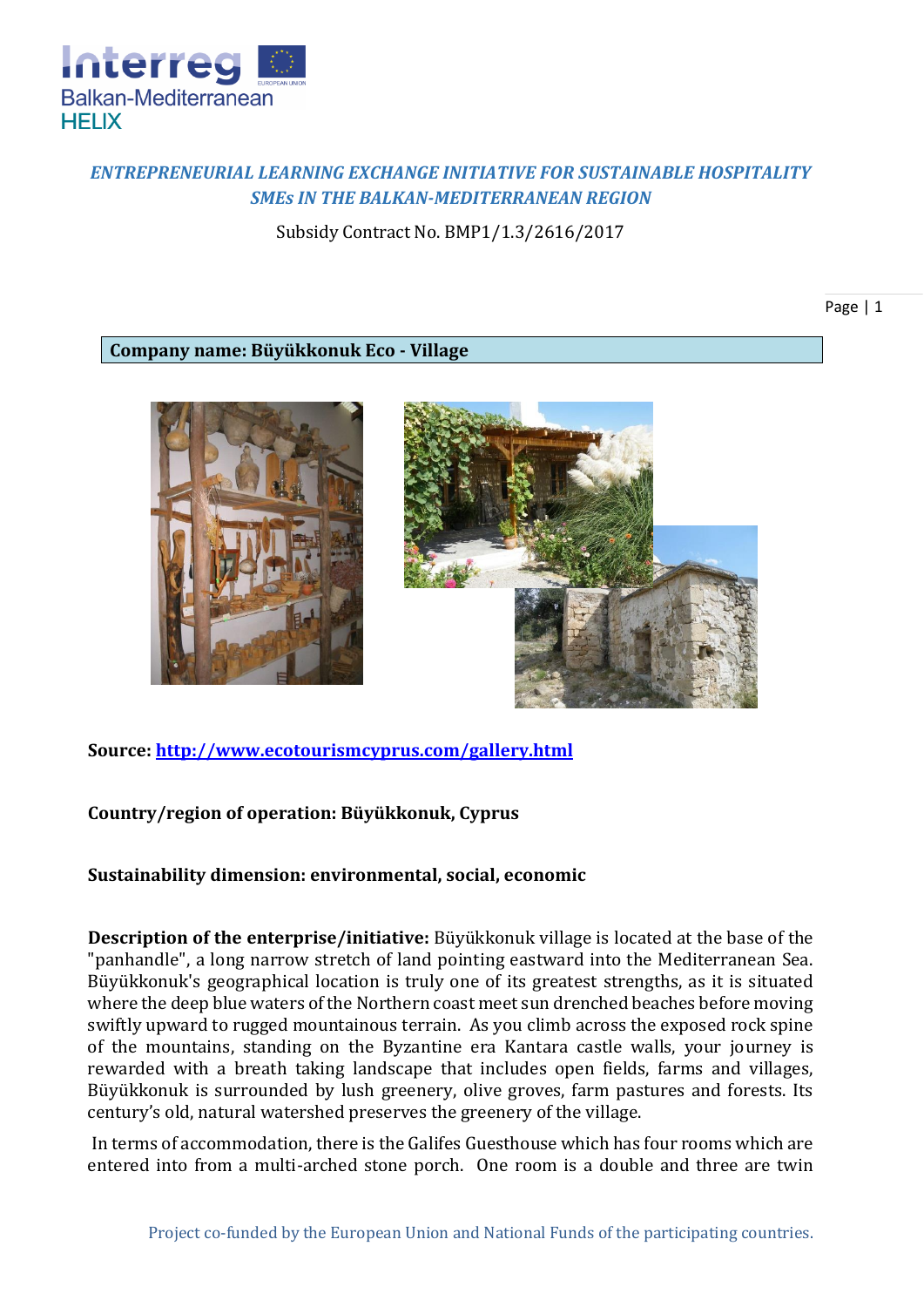*ENTREPRENEURIAL LEARNING EXCHANGE INITIATIVE FOR SUSTAINABLE HOSPITALITY SMEs IN THE BALKAN-MEDITERRANEAN REGION*

Subsidy Contract No. BMP1/1.3/2616/2017

**Company name: Büyükkonuk Eco - Village**

**Source: http://www.ecotourismcyprus.com/gallery.html**

**Country/region of operation: Büyükkonuk, Cyprus**

**Sustainability dimension: environmental, social, economic**

**Description of the enterprise/initiative:** Büyükkonuk village is located at the base of the "panhandle", a long narrow stretch of land pointing eastward into the Mediterranean Sea. Büyükkonuk's geographical location is truly one of its greatest strengths, as it is situated where the deep blue waters of the Northern coast meet sun drenched beaches before moving swiftly upward to rugged mountainous terrain. As you climb across the exposed rock spine of the mountains, standing on the Byzantine era Kantara castle walls, your journey is rewarded with a breath taking landscape that includes open fields, farms and villages, Büyükkonuk is surrounded by lush greenery, olive groves, farm pastures and forests. Its century's old, natural watershed preserves the greenery of the village.

In terms of accommodation, there is the Galifes Guesthouse which has four rooms which are entered into from a multi-arched stone porch. One room is a double and three are twin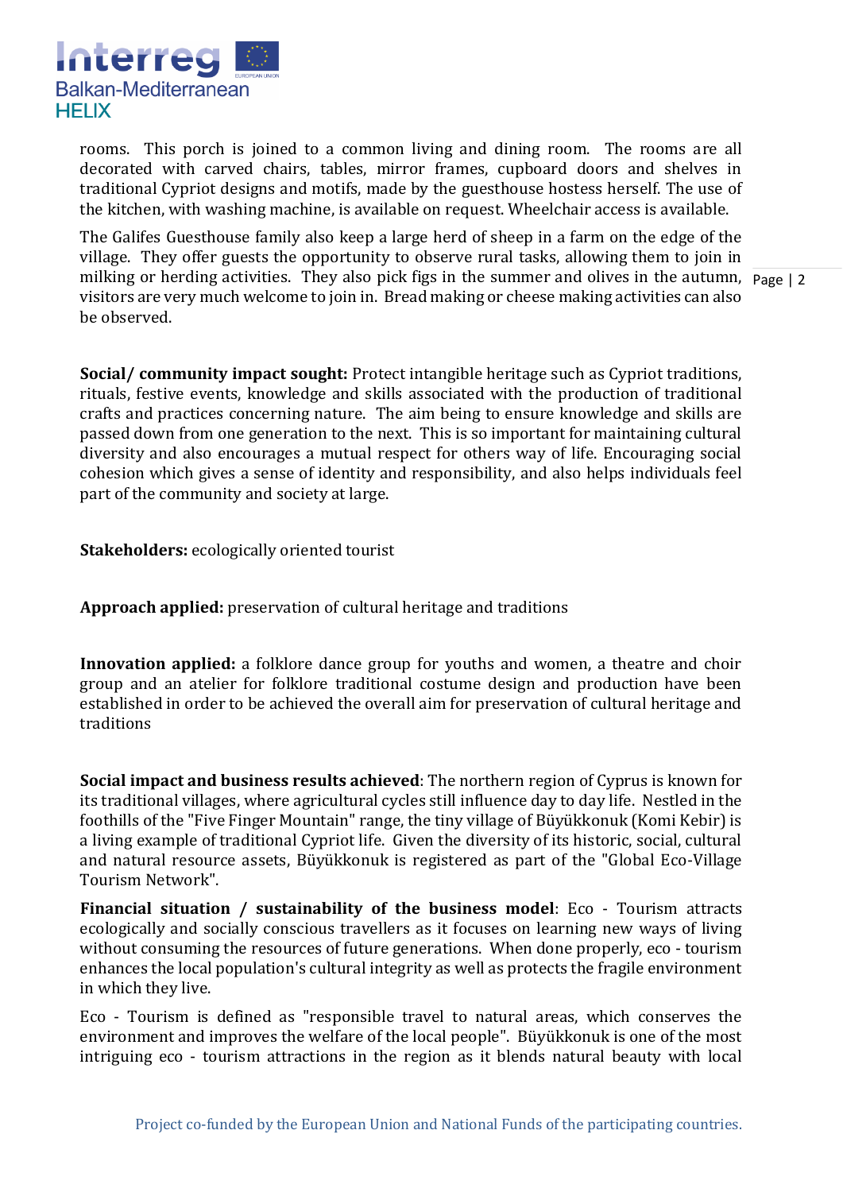rooms. This porch is joined to a common living and dining room. The rooms are all decorated with carved chairs, tables, mirror frames, cupboard doors and shelves in traditional Cypriot designs and motifs, made by the guesthouse hostess herself. The use of the kitchen, with washing machine, is available on request. Wheelchair access is available.

The Galifes Guesthouse family also keep a large herd of sheep in a farm on the edge of the village. They offer guests the opportunity to observe rural tasks, allowing them to join in milking or herding activities. They also pick figs in the summer and olives in the autumn, visitors are very much welcome to join in. Bread making or cheese making activities can also be observed.

**Social/ community impact sought:** Protect intangible heritage such as Cypriot traditions, rituals, festive events, knowledge and skills associated with the production of traditional crafts and practices concerning nature. The aim being to ensure knowledge and skills are passed down from one generation to the next. This is so important for maintaining cultural diversity and also encourages a mutual respect for others way of life. Encouraging social cohesion which gives a sense of identity and responsibility, and also helps individuals feel part of the community and society at large.

**Stakeholders:** ecologically oriented tourist

**Approach applied:** preservation of cultural heritage and traditions

**Innovation applied:** a folklore dance group for youths and women, a theatre and choir group and an atelier for folklore traditional costume design and production have been established in order to be achieved the overall aim for preservation of cultural heritage and traditions

**Social impact and business results achieved**: The northern region of Cyprus is known for its traditional villages, where agricultural cycles still influence day to day life. Nestled in the foothills of the "Five Finger Mountain" range, the tiny village of Büyükkonuk (Komi Kebir) is a living example of traditional Cypriot life. Given the diversity of its historic, social, cultural and natural resource assets, Büyükkonuk is registered as part of the "Global Eco-Village Tourism Network".

**Financial situation / sustainability of the business model**: Eco - Tourism attracts ecologically and socially conscious travellers as it focuses on learning new ways of living without consuming the resources of future generations. When done properly, eco - tourism enhances the local population's cultural integrity as well as protects the fragile environment in which they live.

Eco - Tourism is defined as "responsible travel to natural areas, which conserves the environment and improves the welfare of the local people". Büyükkonuk is one of the most intriguing eco - tourism attractions in the region as it blends natural beauty with local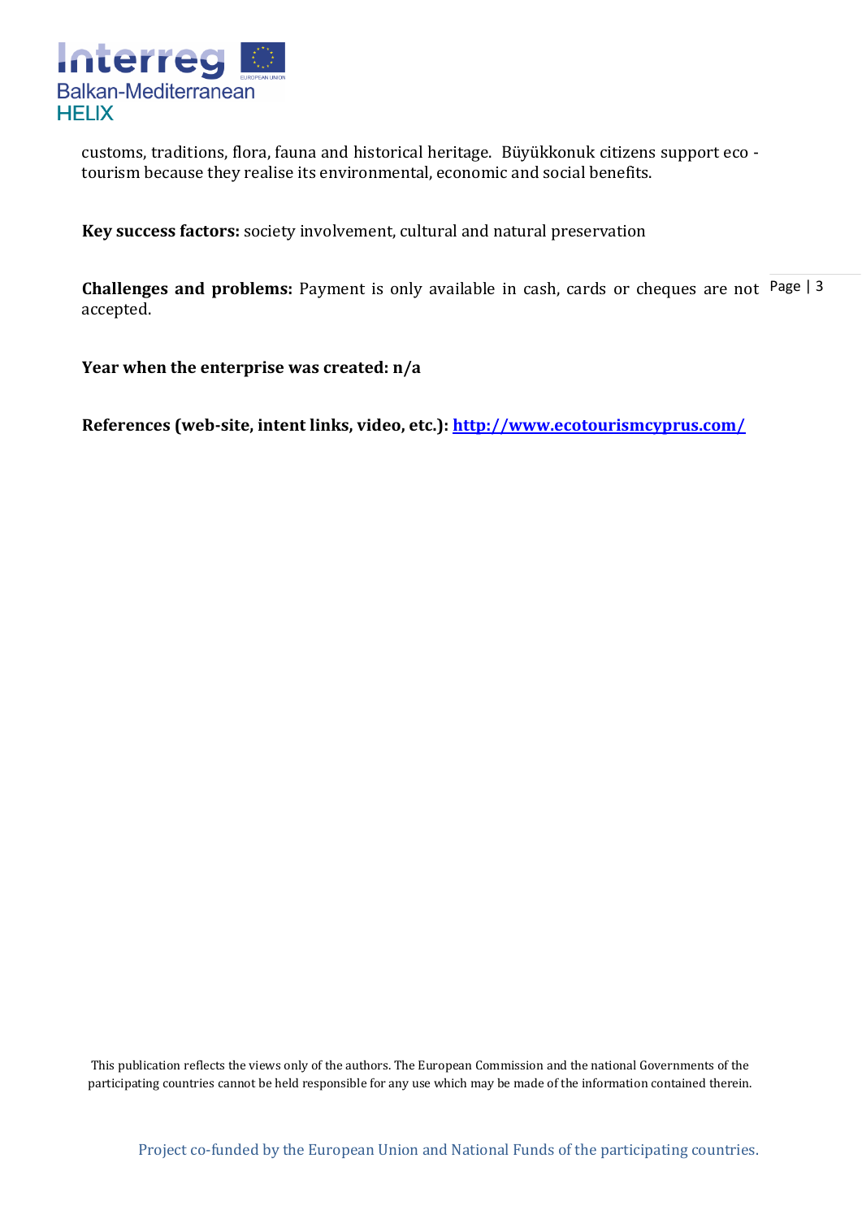customs, traditions, flora, fauna and historical heritage. Büyükkonuk citizens support eco - tourism because they realise its environmental, economic and social benefits.

**Key success factors:** society involvement, cultural and natural preservation

**Challenges and problems:** Payment is only available in cash, cards or cheques are not accepted.

**Year when the enterprise was created: n/a**

**References (web-site, intent links, video, etc.): http://www.ecotourismcyprus.com/**

This publication reflects the views only of the authors. The European Commission and the national Governments of the participating countries cannot be held responsible for any use which may be made of the information contained therein.

Project co-funded by the European Union and National Funds of the participating countries.